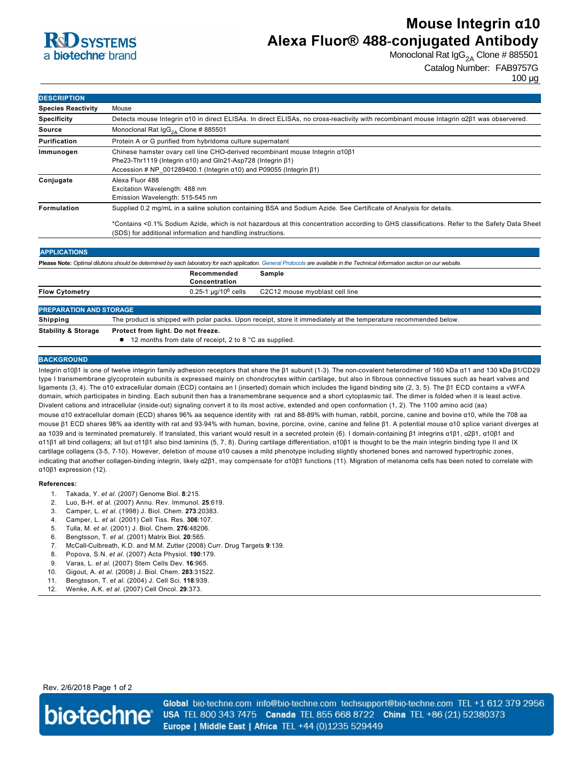# Mouse Integrin α10 Alexa Fluor® 488-conjugated Antibody

Monoclonal Rat $IgG_{2A}$ Clone # 885501

Catalog Number: FAB9757G

100 µg

## DESCRIPTION

| | |
|---|---|
| **Species Reactivity** | Mouse |
| **Specificity** | Detects mouse Integrin α10 in direct ELISAs. In direct ELISAs, no cross-reactivity with recombinant mouse Intagrin α2β1 was observed. |
| **Source** | Monoclonal Rat $IgG_{2A}$ Clone # 885501 |
| **Purification** | Protein A or G purified from hybridoma culture supernatant |
| **Immunogen** | Chinese hamster ovary cell line CHO-derived recombinant mouse Integrin α10β1<br>Phe23-Thr1119 (Integrin α10) and Gln21-Asp728 (Integrin β1)<br>Accession # NP_001289400.1 (Integrin α10) and P09055 (Integrin β1) |
| **Conjugate** | Alexa Fluor 488<br>Excitation Wavelength: 488 nm<br>Emission Wavelength: 515-545 nm |
| **Formulation** | Supplied 0.2 mg/mL in a saline solution containing BSA and Sodium Azide. See Certificate of Analysis for details.<br><br>*Contains <0.1% Sodium Azide, which is not hazardous at this concentration according to GHS classifications. Refer to the Safety Data Sheet (SDS) for additional information and handling instructions. |

## APPLICATIONS

**Please Note:** *Optimal dilutions should be determined by each laboratory for each application. General Protocols are available in the Technical Information section on our website.*

| | Recommended Concentration | Sample |
|---|---|---|
| **Flow Cytometry** | 0.25-1 µg/$10^6$ cells | C2C12 mouse myoblast cell line |

## PREPARATION AND STORAGE

| | |
|---|---|
| **Shipping** | The product is shipped with polar packs. Upon receipt, store it immediately at the temperature recommended below. |
| **Stability & Storage** | **Protect from light. Do not freeze.**<br>● 12 months from date of receipt, 2 to 8 °C as supplied. |

## BACKGROUND

Integrin α10β1 is one of twelve integrin family adhesion receptors that share the β1 subunit (1-3). The non-covalent heterodimer of 160 kDa α11 and 130 kDa β1/CD29 type I transmembrane glycoprotein subunits is expressed mainly on chondrocytes within cartilage, but also in fibrous connective tissues such as heart valves and ligaments (3, 4). The α10 extracellular domain (ECD) contains an I (inserted) domain which includes the ligand binding site (2, 3, 5). The β1 ECD contains a vWFA domain, which participates in binding. Each subunit then has a transmembrane sequence and a short cytoplasmic tail. The dimer is folded when it is least active. Divalent cations and intracellular (inside-out) signaling convert it to its most active, extended and open conformation (1, 2). The 1100 amino acid (aa) mouse α10 extracellular domain (ECD) shares 96% aa sequence identity with rat and 88-89% with human, rabbit, porcine, canine and bovine α10, while the 708 aa mouse β1 ECD shares 98% aa identity with rat and 93-94% with human, bovine, porcine, ovine, canine and feline β1. A potential mouse α10 splice variant diverges at aa 1039 and is terminated prematurely. If translated, this variant would result in a secreted protein (6). I domain-containing β1 integrins α1β1, α2β1, α10β1 and α11β1 all bind collagens; all but α11β1 also bind laminins (5, 7, 8). During cartilage differentiation, α10β1 is thought to be the main integrin binding type II and IX cartilage collagens (3-5, 7-10). However, deletion of mouse α10 causes a mild phenotype including slightly shortened bones and narrowed hypertrophic zones, indicating that another collagen-binding integrin, likely α2β1, may compensate for α10β1 functions (11). Migration of melanoma cells has been noted to correlate with α10β1 expression (12).

**References:**

1. Takada, Y. *et al.* (2007) Genome Biol. **8**:215.
2. Luo, B-H. *et al.* (2007) Annu. Rev. Immunol. **25**:619.
3. Camper, L. *et al.* (1998) J. Biol. Chem. **273**:20383.
4. Camper, L. *et al.* (2001) Cell Tiss. Res. **306**:107.
5. Tulla, M. *et al.* (2001) J. Biol. Chem. **276**:48206.
6. Bengtsson, T. *et al.* (2001) Matrix Biol. **20**:565.
7. McCall-Culbreath, K.D. and M.M. Zutter (2008) Curr. Drug Targets **9**:139.
8. Popova, S.N. *et al.* (2007) Acta Physiol. **190**:179.
9. Varas, L. *et al.* (2007) Stem Cells Dev. **16**:965.
10. Gigout, A. *et al.* (2008) J. Biol. Chem. **283**:31522.
11. Bengtsson, T. *et al.* (2004) J. Cell Sci. **118**:939.
12. Wenke, A.K. *et al.* (2007) Cell Oncol. **29**:373.

Rev. 2/6/2018

**Global** bio-techne.com info@bio-techne.com techsupport@bio-techne.com TEL +1 612 379 2956 **USA** TEL 800 343 7475 **Canada** TEL 855 668 8722 **China** TEL +86 (21) 52380373 **Europe | Middle East | Africa** TEL +44 (0)1235 529449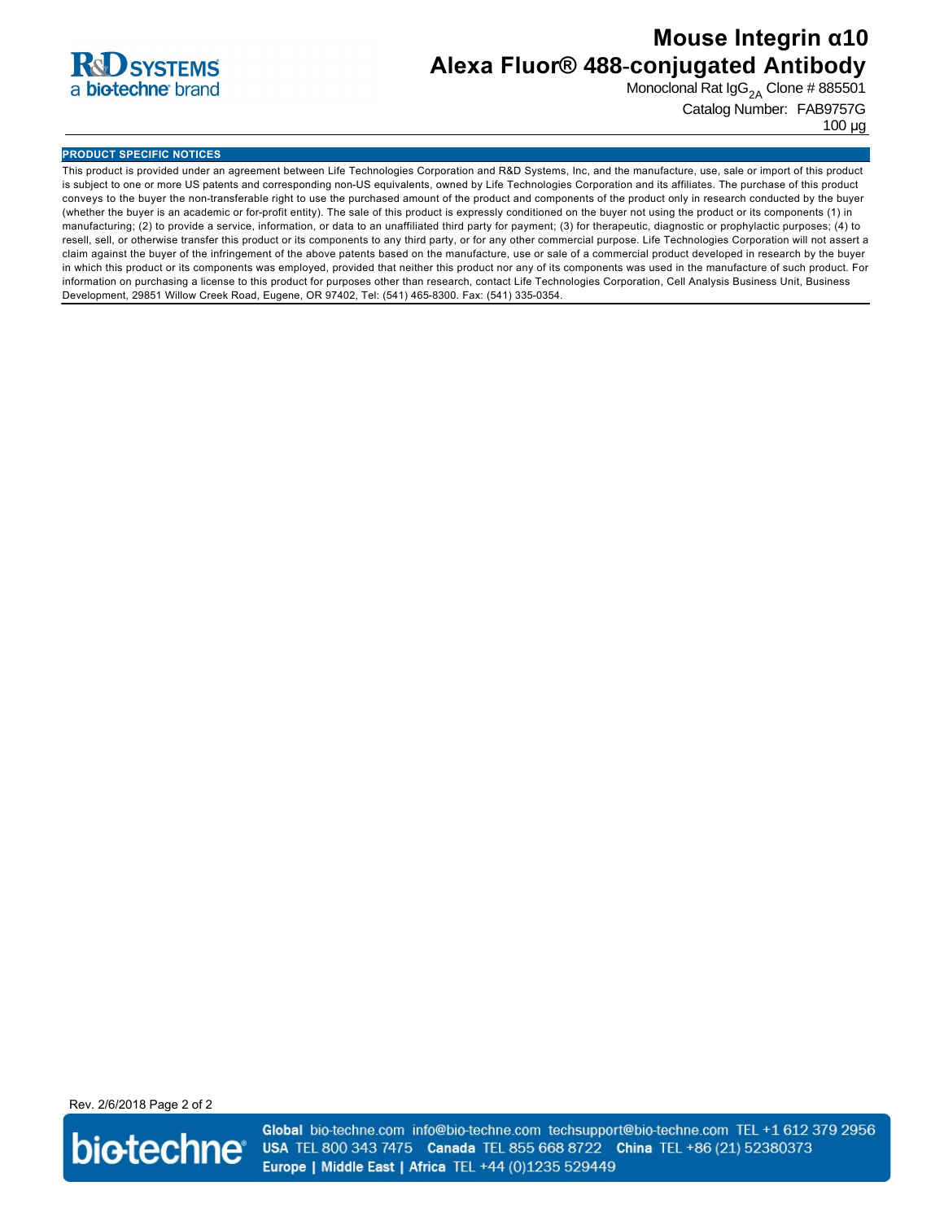# Mouse Integrin α10 Alexa Fluor® 488-conjugated Antibody

Monoclonal Rat $IgG_{2A}$ Clone # 885501

Catalog Number: FAB9757G

100 µg

## PRODUCT SPECIFIC NOTICES

This product is provided under an agreement between Life Technologies Corporation and R&D Systems, Inc, and the manufacture, use, sale or import of this product is subject to one or more US patents and corresponding non-US equivalents, owned by Life Technologies Corporation and its affiliates. The purchase of this product conveys to the buyer the non-transferable right to use the purchased amount of the product and components of the product only in research conducted by the buyer (whether the buyer is an academic or for-profit entity). The sale of this product is expressly conditioned on the buyer not using the product or its components (1) in manufacturing; (2) to provide a service, information, or data to an unaffiliated third party for payment; (3) for therapeutic, diagnostic or prophylactic purposes; (4) to resell, sell, or otherwise transfer this product or its components to any third party, or for any other commercial purpose. Life Technologies Corporation will not assert a claim against the buyer of the infringement of the above patents based on the manufacture, use or sale of a commercial product developed in research by the buyer in which this product or its components was employed, provided that neither this product nor any of its components was used in the manufacture of such product. For information on purchasing a license to this product for purposes other than research, contact Life Technologies Corporation, Cell Analysis Business Unit, Business Development, 29851 Willow Creek Road, Eugene, OR 97402, Tel: (541) 465-8300. Fax: (541) 335-0354.

Rev. 2/6/2018

**Global** bio-techne.com info@bio-techne.com techsupport@bio-techne.com TEL +1 612 379 2956
**USA** TEL 800 343 7475 **Canada** TEL 855 668 8722 **China** TEL +86 (21) 52380373
**Europe | Middle East | Africa** TEL +44 (0)1235 529449